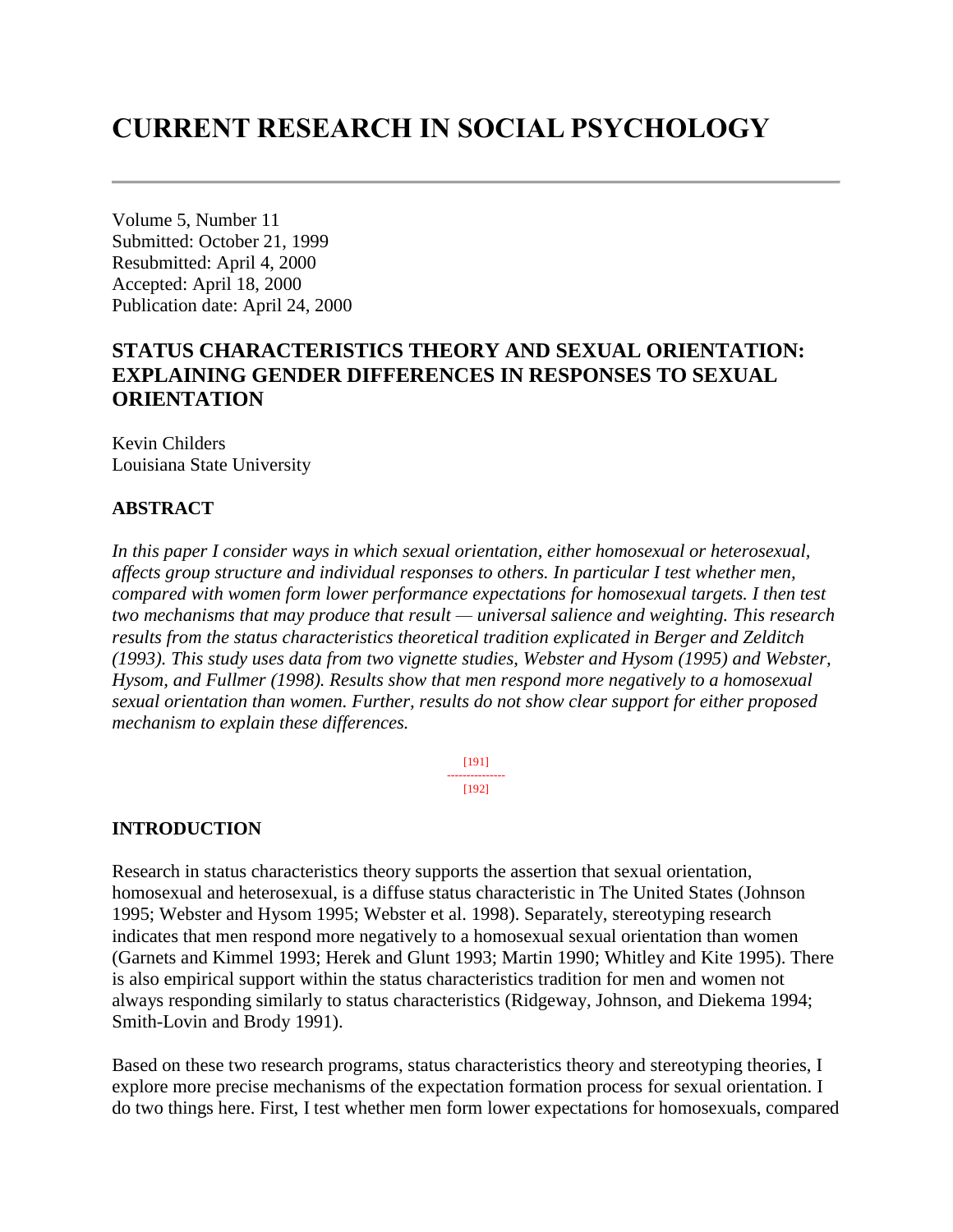# CURRENT RESEARCH IN SOCIAL PSYCHOLOGY

Volume 5, Number 11
Submitted: October 21, 1999
Resubmitted: April 4, 2000
Accepted: April 18, 2000
Publication date: April 24, 2000

## STATUS CHARACTERISTICS THEORY AND SEXUAL ORIENTATION: EXPLAINING GENDER DIFFERENCES IN RESPONSES TO SEXUAL ORIENTATION

Kevin Childers
Louisiana State University

### ABSTRACT

*In this paper I consider ways in which sexual orientation, either homosexual or heterosexual, affects group structure and individual responses to others. In particular I test whether men, compared with women form lower performance expectations for homosexual targets. I then test two mechanisms that may produce that result — universal salience and weighting. This research results from the status characteristics theoretical tradition explicated in Berger and Zelditch (1993). This study uses data from two vignette studies, Webster and Hysom (1995) and Webster, Hysom, and Fullmer (1998). Results show that men respond more negatively to a homosexual sexual orientation than women. Further, results do not show clear support for either proposed mechanism to explain these differences.*

[191]
---------------
[192]

### INTRODUCTION

Research in status characteristics theory supports the assertion that sexual orientation, homosexual and heterosexual, is a diffuse status characteristic in The United States (Johnson 1995; Webster and Hysom 1995; Webster et al. 1998). Separately, stereotyping research indicates that men respond more negatively to a homosexual sexual orientation than women (Garnets and Kimmel 1993; Herek and Glunt 1993; Martin 1990; Whitley and Kite 1995). There is also empirical support within the status characteristics tradition for men and women not always responding similarly to status characteristics (Ridgeway, Johnson, and Diekema 1994; Smith-Lovin and Brody 1991).

Based on these two research programs, status characteristics theory and stereotyping theories, I explore more precise mechanisms of the expectation formation process for sexual orientation. I do two things here. First, I test whether men form lower expectations for homosexuals, compared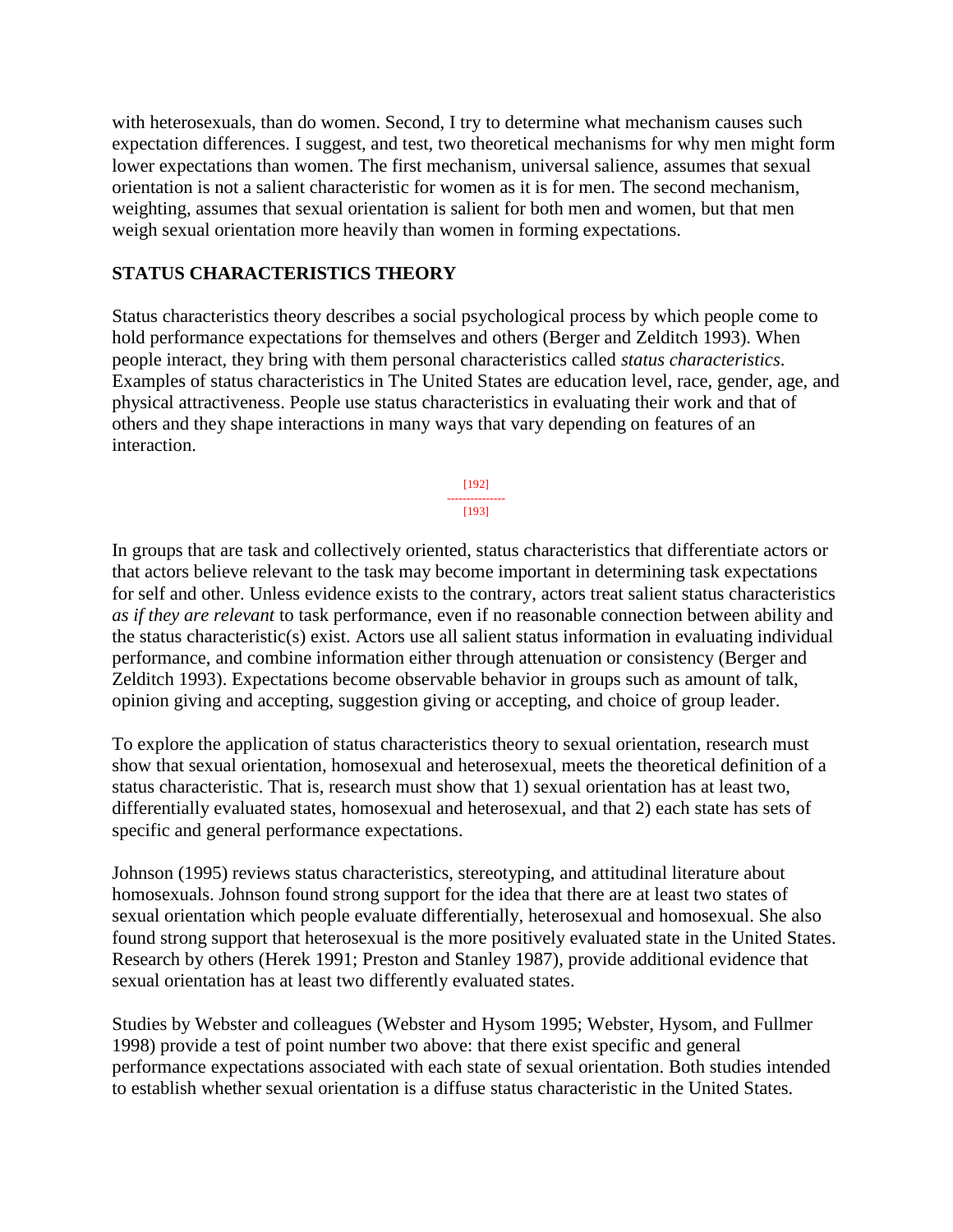with heterosexuals, than do women. Second, I try to determine what mechanism causes such expectation differences. I suggest, and test, two theoretical mechanisms for why men might form lower expectations than women. The first mechanism, universal salience, assumes that sexual orientation is not a salient characteristic for women as it is for men. The second mechanism, weighting, assumes that sexual orientation is salient for both men and women, but that men weigh sexual orientation more heavily than women in forming expectations.

## STATUS CHARACTERISTICS THEORY

Status characteristics theory describes a social psychological process by which people come to hold performance expectations for themselves and others (Berger and Zelditch 1993). When people interact, they bring with them personal characteristics called *status characteristics*. Examples of status characteristics in The United States are education level, race, gender, age, and physical attractiveness. People use status characteristics in evaluating their work and that of others and they shape interactions in many ways that vary depending on features of an interaction.

In groups that are task and collectively oriented, status characteristics that differentiate actors or that actors believe relevant to the task may become important in determining task expectations for self and other. Unless evidence exists to the contrary, actors treat salient status characteristics *as if they are relevant* to task performance, even if no reasonable connection between ability and the status characteristic(s) exist. Actors use all salient status information in evaluating individual performance, and combine information either through attenuation or consistency (Berger and Zelditch 1993). Expectations become observable behavior in groups such as amount of talk, opinion giving and accepting, suggestion giving or accepting, and choice of group leader.

To explore the application of status characteristics theory to sexual orientation, research must show that sexual orientation, homosexual and heterosexual, meets the theoretical definition of a status characteristic. That is, research must show that 1) sexual orientation has at least two, differentially evaluated states, homosexual and heterosexual, and that 2) each state has sets of specific and general performance expectations.

Johnson (1995) reviews status characteristics, stereotyping, and attitudinal literature about homosexuals. Johnson found strong support for the idea that there are at least two states of sexual orientation which people evaluate differentially, heterosexual and homosexual. She also found strong support that heterosexual is the more positively evaluated state in the United States. Research by others (Herek 1991; Preston and Stanley 1987), provide additional evidence that sexual orientation has at least two differently evaluated states.

Studies by Webster and colleagues (Webster and Hysom 1995; Webster, Hysom, and Fullmer 1998) provide a test of point number two above: that there exist specific and general performance expectations associated with each state of sexual orientation. Both studies intended to establish whether sexual orientation is a diffuse status characteristic in the United States.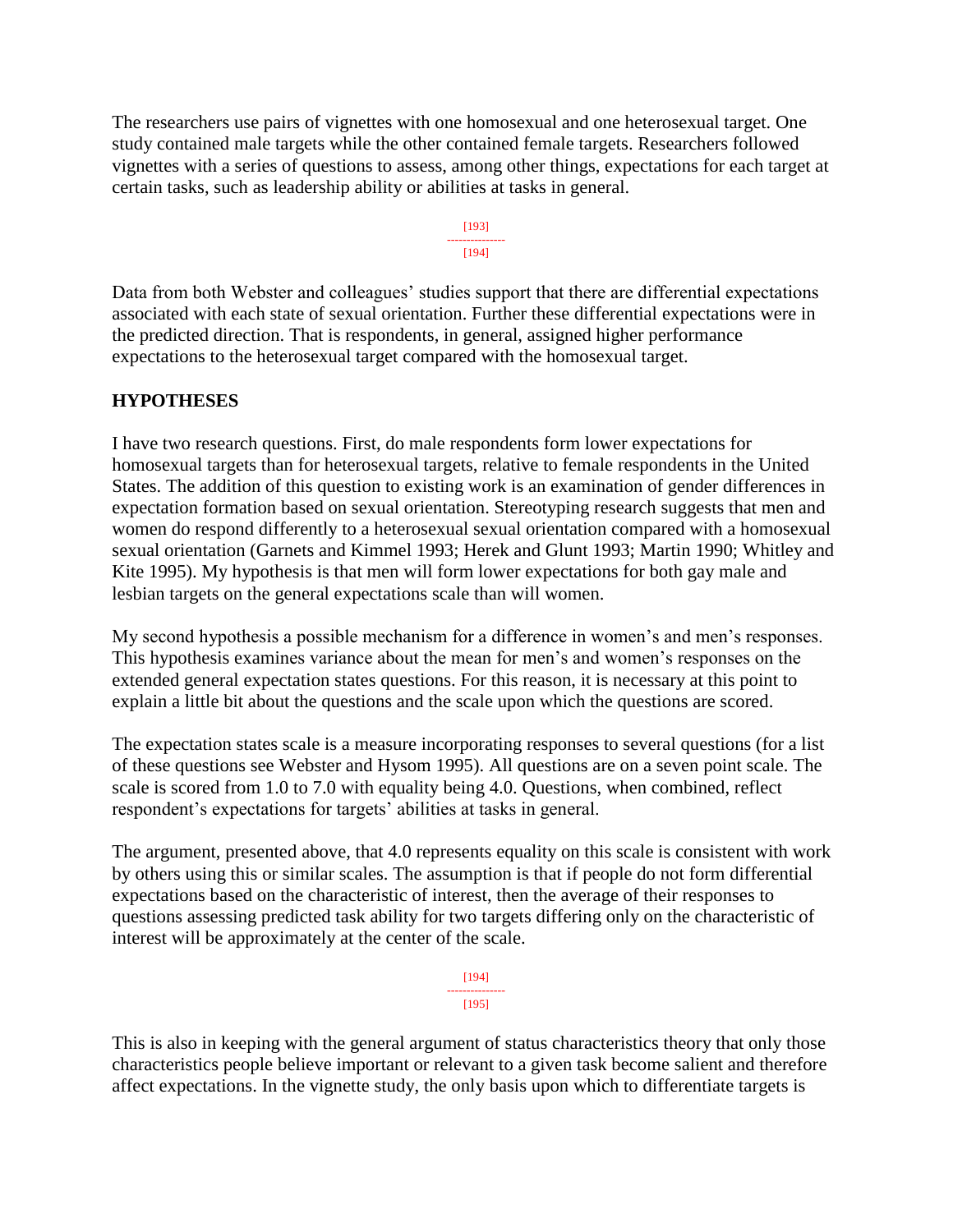The researchers use pairs of vignettes with one homosexual and one heterosexual target. One study contained male targets while the other contained female targets. Researchers followed vignettes with a series of questions to assess, among other things, expectations for each target at certain tasks, such as leadership ability or abilities at tasks in general.

Data from both Webster and colleagues' studies support that there are differential expectations associated with each state of sexual orientation. Further these differential expectations were in the predicted direction. That is respondents, in general, assigned higher performance expectations to the heterosexual target compared with the homosexual target.

## HYPOTHESES

I have two research questions. First, do male respondents form lower expectations for homosexual targets than for heterosexual targets, relative to female respondents in the United States. The addition of this question to existing work is an examination of gender differences in expectation formation based on sexual orientation. Stereotyping research suggests that men and women do respond differently to a heterosexual sexual orientation compared with a homosexual sexual orientation (Garnets and Kimmel 1993; Herek and Glunt 1993; Martin 1990; Whitley and Kite 1995). My hypothesis is that men will form lower expectations for both gay male and lesbian targets on the general expectations scale than will women.

My second hypothesis a possible mechanism for a difference in women's and men's responses. This hypothesis examines variance about the mean for men's and women's responses on the extended general expectation states questions. For this reason, it is necessary at this point to explain a little bit about the questions and the scale upon which the questions are scored.

The expectation states scale is a measure incorporating responses to several questions (for a list of these questions see Webster and Hysom 1995). All questions are on a seven point scale. The scale is scored from 1.0 to 7.0 with equality being 4.0. Questions, when combined, reflect respondent's expectations for targets' abilities at tasks in general.

The argument, presented above, that 4.0 represents equality on this scale is consistent with work by others using this or similar scales. The assumption is that if people do not form differential expectations based on the characteristic of interest, then the average of their responses to questions assessing predicted task ability for two targets differing only on the characteristic of interest will be approximately at the center of the scale.

This is also in keeping with the general argument of status characteristics theory that only those characteristics people believe important or relevant to a given task become salient and therefore affect expectations. In the vignette study, the only basis upon which to differentiate targets is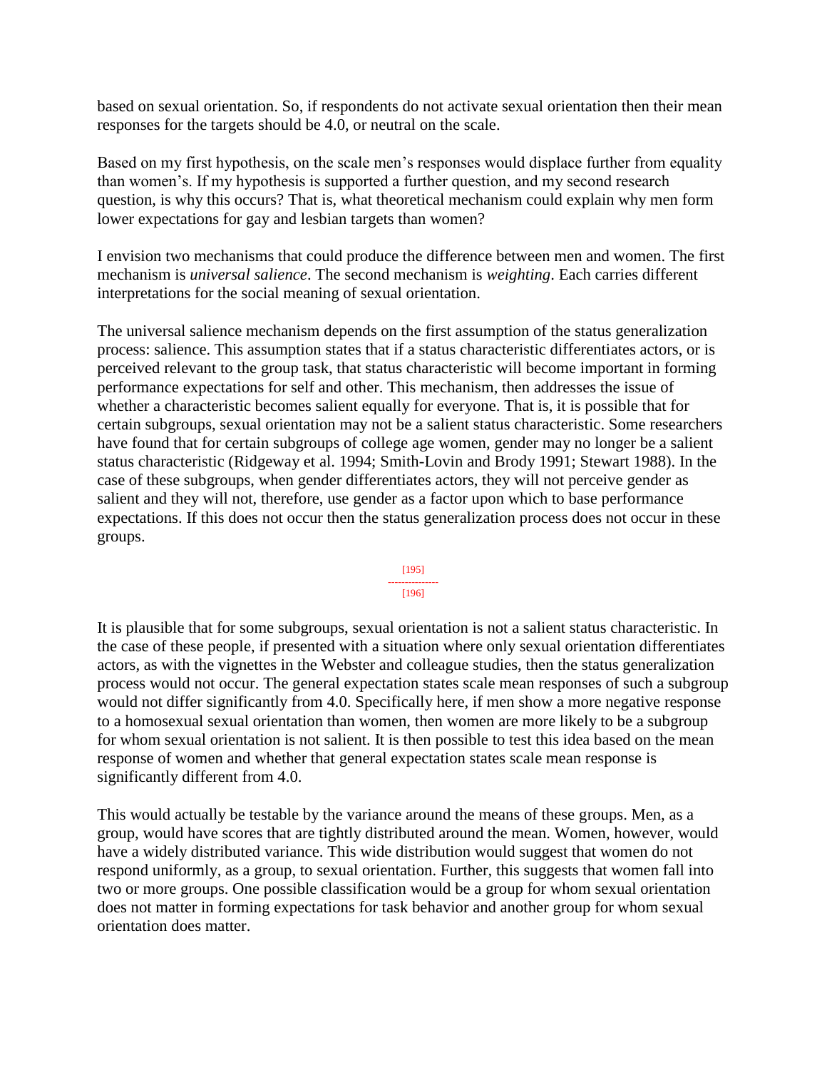based on sexual orientation. So, if respondents do not activate sexual orientation then their mean responses for the targets should be 4.0, or neutral on the scale.

Based on my first hypothesis, on the scale men's responses would displace further from equality than women's. If my hypothesis is supported a further question, and my second research question, is why this occurs? That is, what theoretical mechanism could explain why men form lower expectations for gay and lesbian targets than women?

I envision two mechanisms that could produce the difference between men and women. The first mechanism is *universal salience*. The second mechanism is *weighting*. Each carries different interpretations for the social meaning of sexual orientation.

The universal salience mechanism depends on the first assumption of the status generalization process: salience. This assumption states that if a status characteristic differentiates actors, or is perceived relevant to the group task, that status characteristic will become important in forming performance expectations for self and other. This mechanism, then addresses the issue of whether a characteristic becomes salient equally for everyone. That is, it is possible that for certain subgroups, sexual orientation may not be a salient status characteristic. Some researchers have found that for certain subgroups of college age women, gender may no longer be a salient status characteristic (Ridgeway et al. 1994; Smith-Lovin and Brody 1991; Stewart 1988). In the case of these subgroups, when gender differentiates actors, they will not perceive gender as salient and they will not, therefore, use gender as a factor upon which to base performance expectations. If this does not occur then the status generalization process does not occur in these groups.

It is plausible that for some subgroups, sexual orientation is not a salient status characteristic. In the case of these people, if presented with a situation where only sexual orientation differentiates actors, as with the vignettes in the Webster and colleague studies, then the status generalization process would not occur. The general expectation states scale mean responses of such a subgroup would not differ significantly from 4.0. Specifically here, if men show a more negative response to a homosexual sexual orientation than women, then women are more likely to be a subgroup for whom sexual orientation is not salient. It is then possible to test this idea based on the mean response of women and whether that general expectation states scale mean response is significantly different from 4.0.

This would actually be testable by the variance around the means of these groups. Men, as a group, would have scores that are tightly distributed around the mean. Women, however, would have a widely distributed variance. This wide distribution would suggest that women do not respond uniformly, as a group, to sexual orientation. Further, this suggests that women fall into two or more groups. One possible classification would be a group for whom sexual orientation does not matter in forming expectations for task behavior and another group for whom sexual orientation does matter.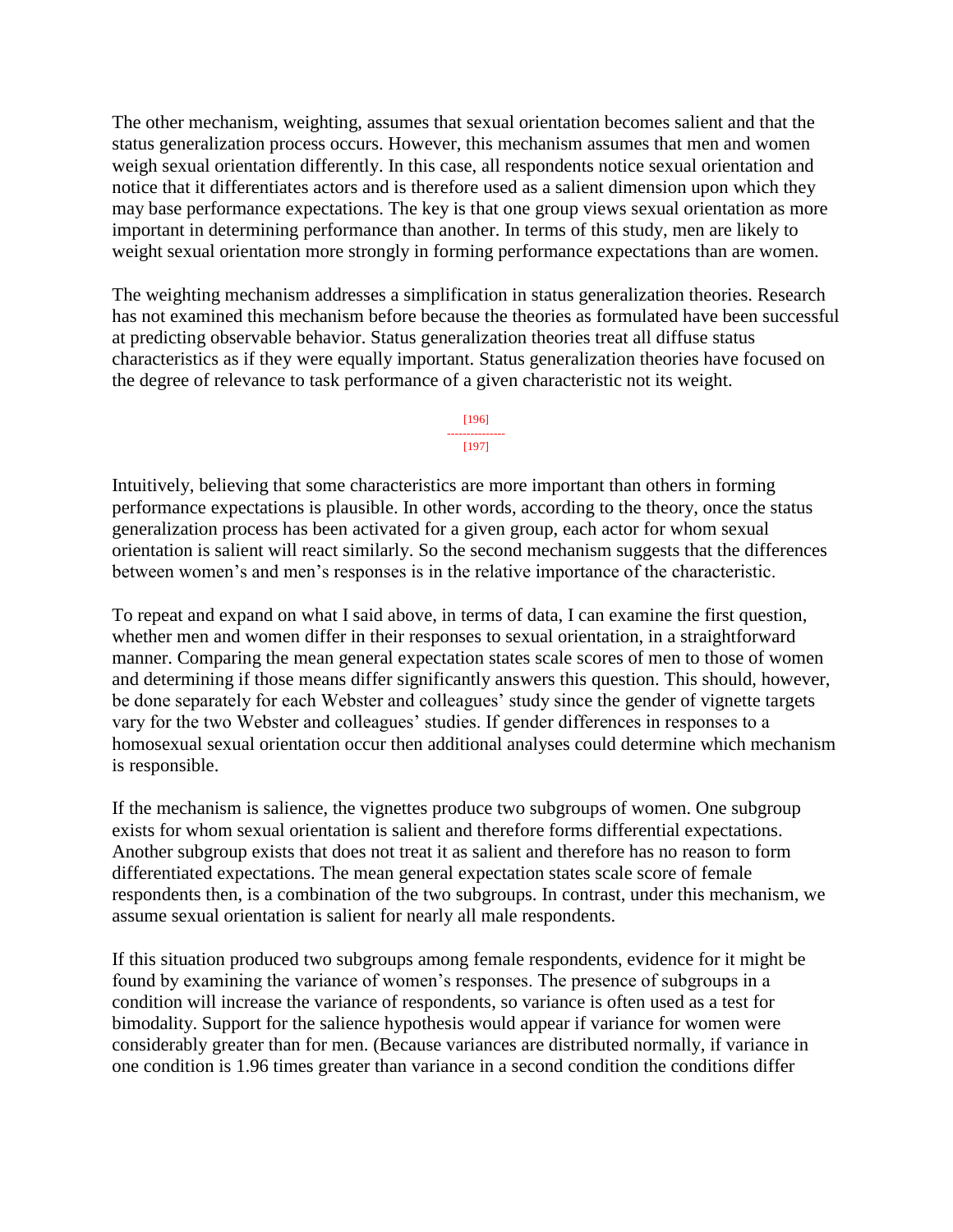The other mechanism, weighting, assumes that sexual orientation becomes salient and that the status generalization process occurs. However, this mechanism assumes that men and women weigh sexual orientation differently. In this case, all respondents notice sexual orientation and notice that it differentiates actors and is therefore used as a salient dimension upon which they may base performance expectations. The key is that one group views sexual orientation as more important in determining performance than another. In terms of this study, men are likely to weight sexual orientation more strongly in forming performance expectations than are women.

The weighting mechanism addresses a simplification in status generalization theories. Research has not examined this mechanism before because the theories as formulated have been successful at predicting observable behavior. Status generalization theories treat all diffuse status characteristics as if they were equally important. Status generalization theories have focused on the degree of relevance to task performance of a given characteristic not its weight.

Intuitively, believing that some characteristics are more important than others in forming performance expectations is plausible. In other words, according to the theory, once the status generalization process has been activated for a given group, each actor for whom sexual orientation is salient will react similarly. So the second mechanism suggests that the differences between women's and men's responses is in the relative importance of the characteristic.

To repeat and expand on what I said above, in terms of data, I can examine the first question, whether men and women differ in their responses to sexual orientation, in a straightforward manner. Comparing the mean general expectation states scale scores of men to those of women and determining if those means differ significantly answers this question. This should, however, be done separately for each Webster and colleagues' study since the gender of vignette targets vary for the two Webster and colleagues' studies. If gender differences in responses to a homosexual sexual orientation occur then additional analyses could determine which mechanism is responsible.

If the mechanism is salience, the vignettes produce two subgroups of women. One subgroup exists for whom sexual orientation is salient and therefore forms differential expectations. Another subgroup exists that does not treat it as salient and therefore has no reason to form differentiated expectations. The mean general expectation states scale score of female respondents then, is a combination of the two subgroups. In contrast, under this mechanism, we assume sexual orientation is salient for nearly all male respondents.

If this situation produced two subgroups among female respondents, evidence for it might be found by examining the variance of women's responses. The presence of subgroups in a condition will increase the variance of respondents, so variance is often used as a test for bimodality. Support for the salience hypothesis would appear if variance for women were considerably greater than for men. (Because variances are distributed normally, if variance in one condition is 1.96 times greater than variance in a second condition the conditions differ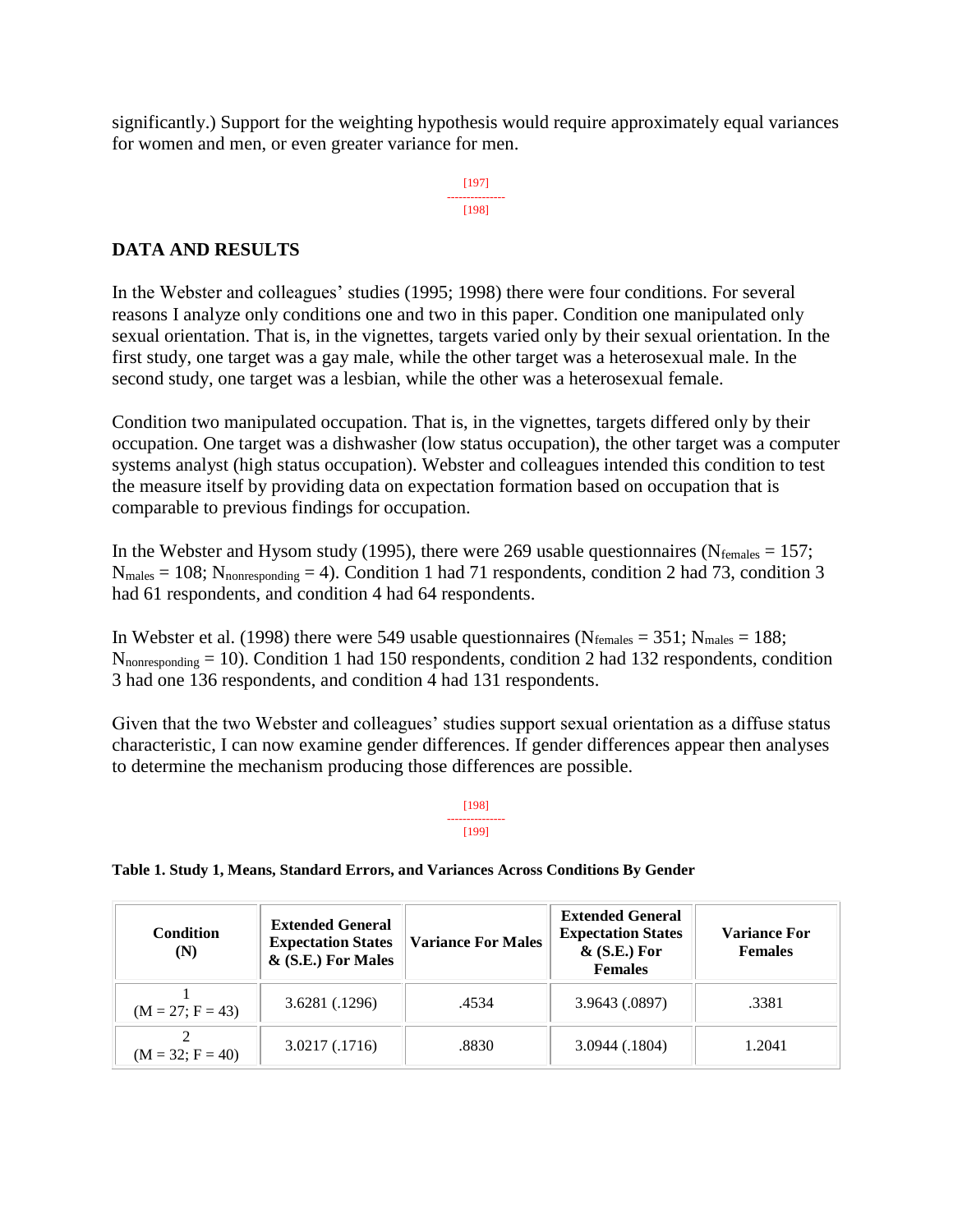significantly.) Support for the weighting hypothesis would require approximately equal variances for women and men, or even greater variance for men.

## DATA AND RESULTS

In the Webster and colleagues' studies (1995; 1998) there were four conditions. For several reasons I analyze only conditions one and two in this paper. Condition one manipulated only sexual orientation. That is, in the vignettes, targets varied only by their sexual orientation. In the first study, one target was a gay male, while the other target was a heterosexual male. In the second study, one target was a lesbian, while the other was a heterosexual female.

Condition two manipulated occupation. That is, in the vignettes, targets differed only by their occupation. One target was a dishwasher (low status occupation), the other target was a computer systems analyst (high status occupation). Webster and colleagues intended this condition to test the measure itself by providing data on expectation formation based on occupation that is comparable to previous findings for occupation.

In the Webster and Hysom study (1995), there were 269 usable questionnaires ($N_{females}$ = 157; $N_{males}$ = 108; $N_{nonresponding}$ = 4). Condition 1 had 71 respondents, condition 2 had 73, condition 3 had 61 respondents, and condition 4 had 64 respondents.

In Webster et al. (1998) there were 549 usable questionnaires ($N_{females}$ = 351; $N_{males}$ = 188; $N_{nonresponding}$ = 10). Condition 1 had 150 respondents, condition 2 had 132 respondents, condition 3 had one 136 respondents, and condition 4 had 131 respondents.

Given that the two Webster and colleagues' studies support sexual orientation as a diffuse status characteristic, I can now examine gender differences. If gender differences appear then analyses to determine the mechanism producing those differences are possible.

**Table 1. Study 1, Means, Standard Errors, and Variances Across Conditions By Gender**

| Condition (N) | Extended General Expectation States & (S.E.) For Males | Variance For Males | Extended General Expectation States & (S.E.) For Females | Variance For Females |
|---|---|---|---|---|
| 1 (M = 27; F = 43) | 3.6281 (.1296) | .4534 | 3.9643 (.0897) | .3381 |
| 2 (M = 32; F = 40) | 3.0217 (.1716) | .8830 | 3.0944 (.1804) | 1.2041 |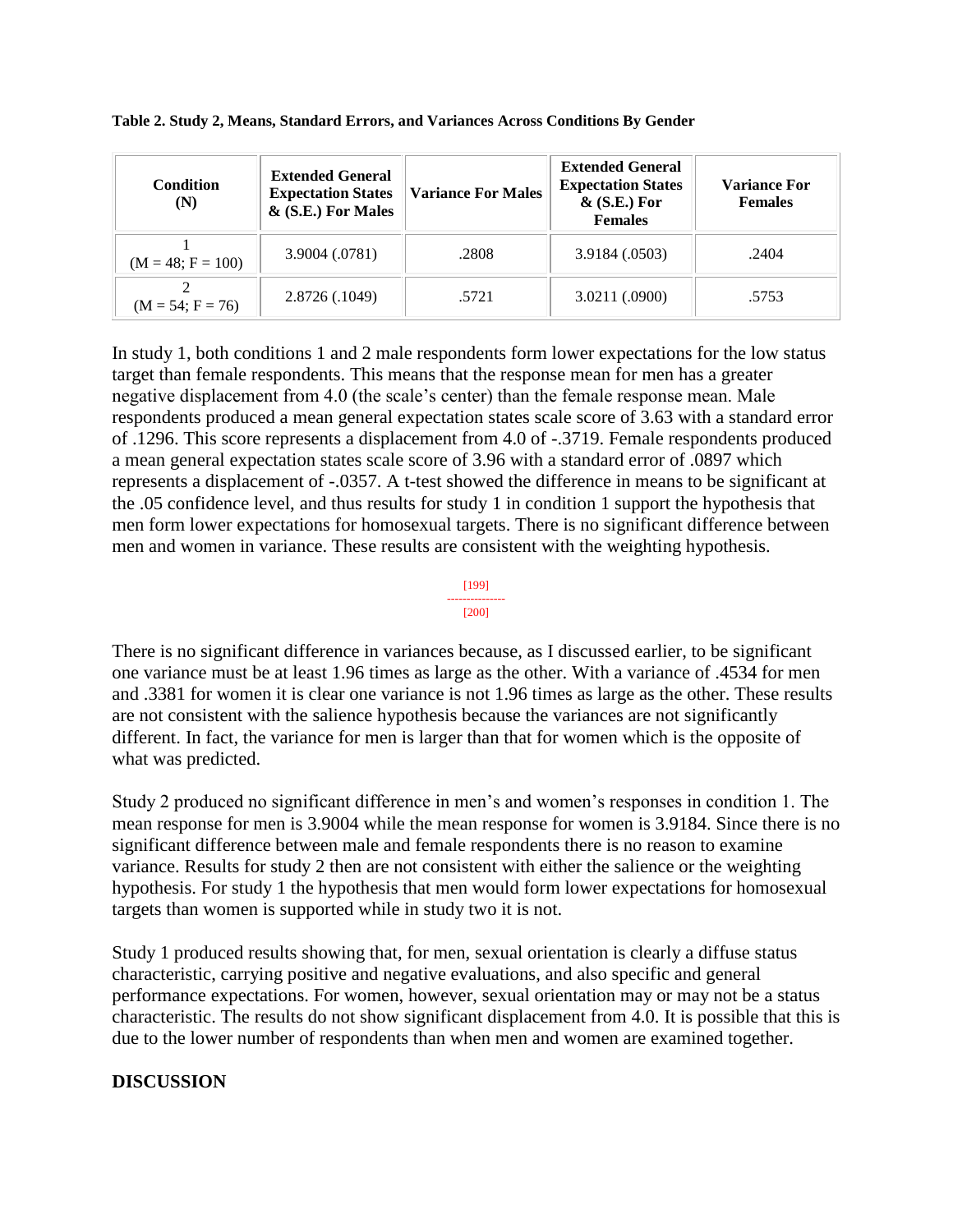**Table 2. Study 2, Means, Standard Errors, and Variances Across Conditions By Gender**

| Condition (N) | Extended General Expectation States & (S.E.) For Males | Variance For Males | Extended General Expectation States & (S.E.) For Females | Variance For Females |
|---|---|---|---|---|
| 1 (M = 48; F = 100) | 3.9004 (.0781) | .2808 | 3.9184 (.0503) | .2404 |
| 2 (M = 54; F = 76) | 2.8726 (.1049) | .5721 | 3.0211 (.0900) | .5753 |

In study 1, both conditions 1 and 2 male respondents form lower expectations for the low status target than female respondents. This means that the response mean for men has a greater negative displacement from 4.0 (the scale's center) than the female response mean. Male respondents produced a mean general expectation states scale score of 3.63 with a standard error of .1296. This score represents a displacement from 4.0 of -.3719. Female respondents produced a mean general expectation states scale score of 3.96 with a standard error of .0897 which represents a displacement of -.0357. A t-test showed the difference in means to be significant at the .05 confidence level, and thus results for study 1 in condition 1 support the hypothesis that men form lower expectations for homosexual targets. There is no significant difference between men and women in variance. These results are consistent with the weighting hypothesis.

[199]
[200]

There is no significant difference in variances because, as I discussed earlier, to be significant one variance must be at least 1.96 times as large as the other. With a variance of .4534 for men and .3381 for women it is clear one variance is not 1.96 times as large as the other. These results are not consistent with the salience hypothesis because the variances are not significantly different. In fact, the variance for men is larger than that for women which is the opposite of what was predicted.

Study 2 produced no significant difference in men's and women's responses in condition 1. The mean response for men is 3.9004 while the mean response for women is 3.9184. Since there is no significant difference between male and female respondents there is no reason to examine variance. Results for study 2 then are not consistent with either the salience or the weighting hypothesis. For study 1 the hypothesis that men would form lower expectations for homosexual targets than women is supported while in study two it is not.

Study 1 produced results showing that, for men, sexual orientation is clearly a diffuse status characteristic, carrying positive and negative evaluations, and also specific and general performance expectations. For women, however, sexual orientation may or may not be a status characteristic. The results do not show significant displacement from 4.0. It is possible that this is due to the lower number of respondents than when men and women are examined together.

## DISCUSSION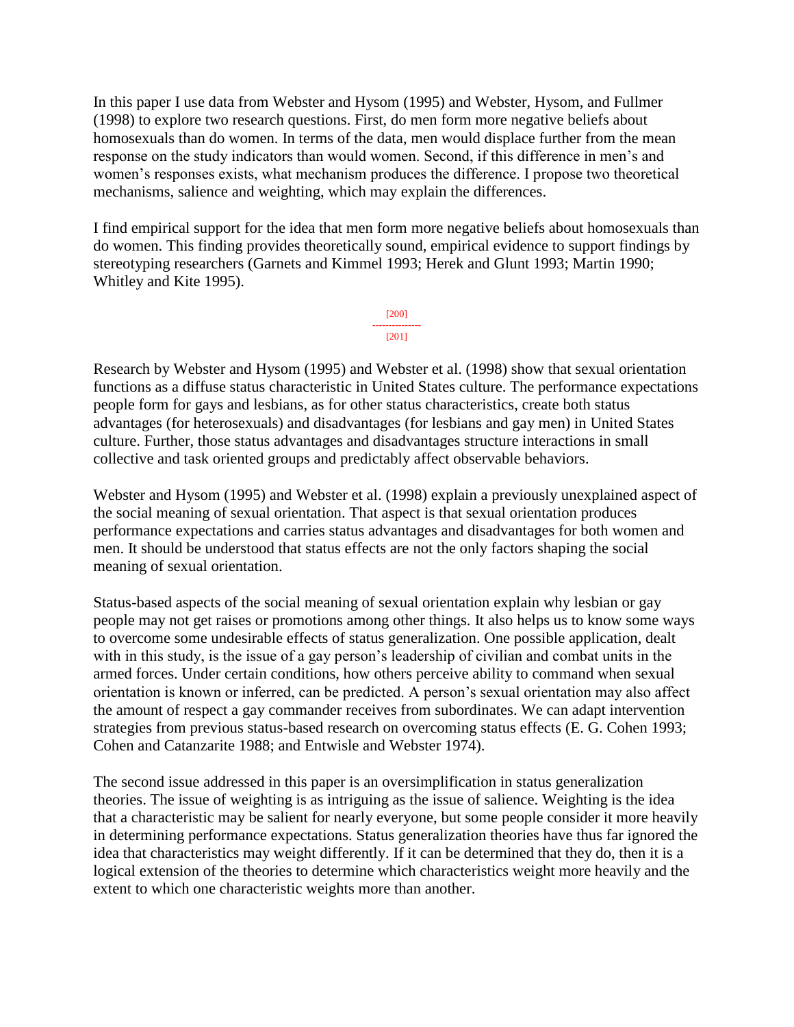In this paper I use data from Webster and Hysom (1995) and Webster, Hysom, and Fullmer (1998) to explore two research questions. First, do men form more negative beliefs about homosexuals than do women. In terms of the data, men would displace further from the mean response on the study indicators than would women. Second, if this difference in men's and women's responses exists, what mechanism produces the difference. I propose two theoretical mechanisms, salience and weighting, which may explain the differences.

I find empirical support for the idea that men form more negative beliefs about homosexuals than do women. This finding provides theoretically sound, empirical evidence to support findings by stereotyping researchers (Garnets and Kimmel 1993; Herek and Glunt 1993; Martin 1990; Whitley and Kite 1995).

Research by Webster and Hysom (1995) and Webster et al. (1998) show that sexual orientation functions as a diffuse status characteristic in United States culture. The performance expectations people form for gays and lesbians, as for other status characteristics, create both status advantages (for heterosexuals) and disadvantages (for lesbians and gay men) in United States culture. Further, those status advantages and disadvantages structure interactions in small collective and task oriented groups and predictably affect observable behaviors.

Webster and Hysom (1995) and Webster et al. (1998) explain a previously unexplained aspect of the social meaning of sexual orientation. That aspect is that sexual orientation produces performance expectations and carries status advantages and disadvantages for both women and men. It should be understood that status effects are not the only factors shaping the social meaning of sexual orientation.

Status-based aspects of the social meaning of sexual orientation explain why lesbian or gay people may not get raises or promotions among other things. It also helps us to know some ways to overcome some undesirable effects of status generalization. One possible application, dealt with in this study, is the issue of a gay person's leadership of civilian and combat units in the armed forces. Under certain conditions, how others perceive ability to command when sexual orientation is known or inferred, can be predicted. A person's sexual orientation may also affect the amount of respect a gay commander receives from subordinates. We can adapt intervention strategies from previous status-based research on overcoming status effects (E. G. Cohen 1993; Cohen and Catanzarite 1988; and Entwisle and Webster 1974).

The second issue addressed in this paper is an oversimplification in status generalization theories. The issue of weighting is as intriguing as the issue of salience. Weighting is the idea that a characteristic may be salient for nearly everyone, but some people consider it more heavily in determining performance expectations. Status generalization theories have thus far ignored the idea that characteristics may weight differently. If it can be determined that they do, then it is a logical extension of the theories to determine which characteristics weight more heavily and the extent to which one characteristic weights more than another.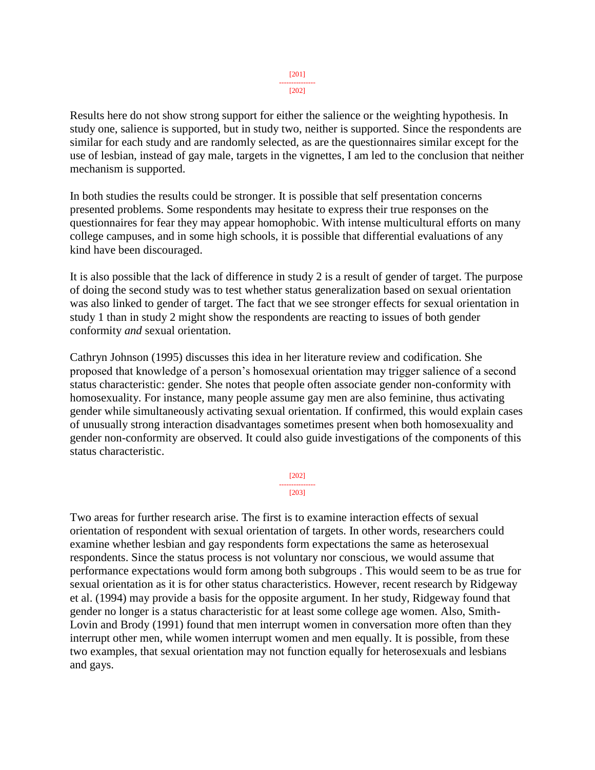Results here do not show strong support for either the salience or the weighting hypothesis. In study one, salience is supported, but in study two, neither is supported. Since the respondents are similar for each study and are randomly selected, as are the questionnaires similar except for the use of lesbian, instead of gay male, targets in the vignettes, I am led to the conclusion that neither mechanism is supported.

In both studies the results could be stronger. It is possible that self presentation concerns presented problems. Some respondents may hesitate to express their true responses on the questionnaires for fear they may appear homophobic. With intense multicultural efforts on many college campuses, and in some high schools, it is possible that differential evaluations of any kind have been discouraged.

It is also possible that the lack of difference in study 2 is a result of gender of target. The purpose of doing the second study was to test whether status generalization based on sexual orientation was also linked to gender of target. The fact that we see stronger effects for sexual orientation in study 1 than in study 2 might show the respondents are reacting to issues of both gender conformity *and* sexual orientation.

Cathryn Johnson (1995) discusses this idea in her literature review and codification. She proposed that knowledge of a person's homosexual orientation may trigger salience of a second status characteristic: gender. She notes that people often associate gender non-conformity with homosexuality. For instance, many people assume gay men are also feminine, thus activating gender while simultaneously activating sexual orientation. If confirmed, this would explain cases of unusually strong interaction disadvantages sometimes present when both homosexuality and gender non-conformity are observed. It could also guide investigations of the components of this status characteristic.

Two areas for further research arise. The first is to examine interaction effects of sexual orientation of respondent with sexual orientation of targets. In other words, researchers could examine whether lesbian and gay respondents form expectations the same as heterosexual respondents. Since the status process is not voluntary nor conscious, we would assume that performance expectations would form among both subgroups . This would seem to be as true for sexual orientation as it is for other status characteristics. However, recent research by Ridgeway et al. (1994) may provide a basis for the opposite argument. In her study, Ridgeway found that gender no longer is a status characteristic for at least some college age women. Also, Smith-Lovin and Brody (1991) found that men interrupt women in conversation more often than they interrupt other men, while women interrupt women and men equally. It is possible, from these two examples, that sexual orientation may not function equally for heterosexuals and lesbians and gays.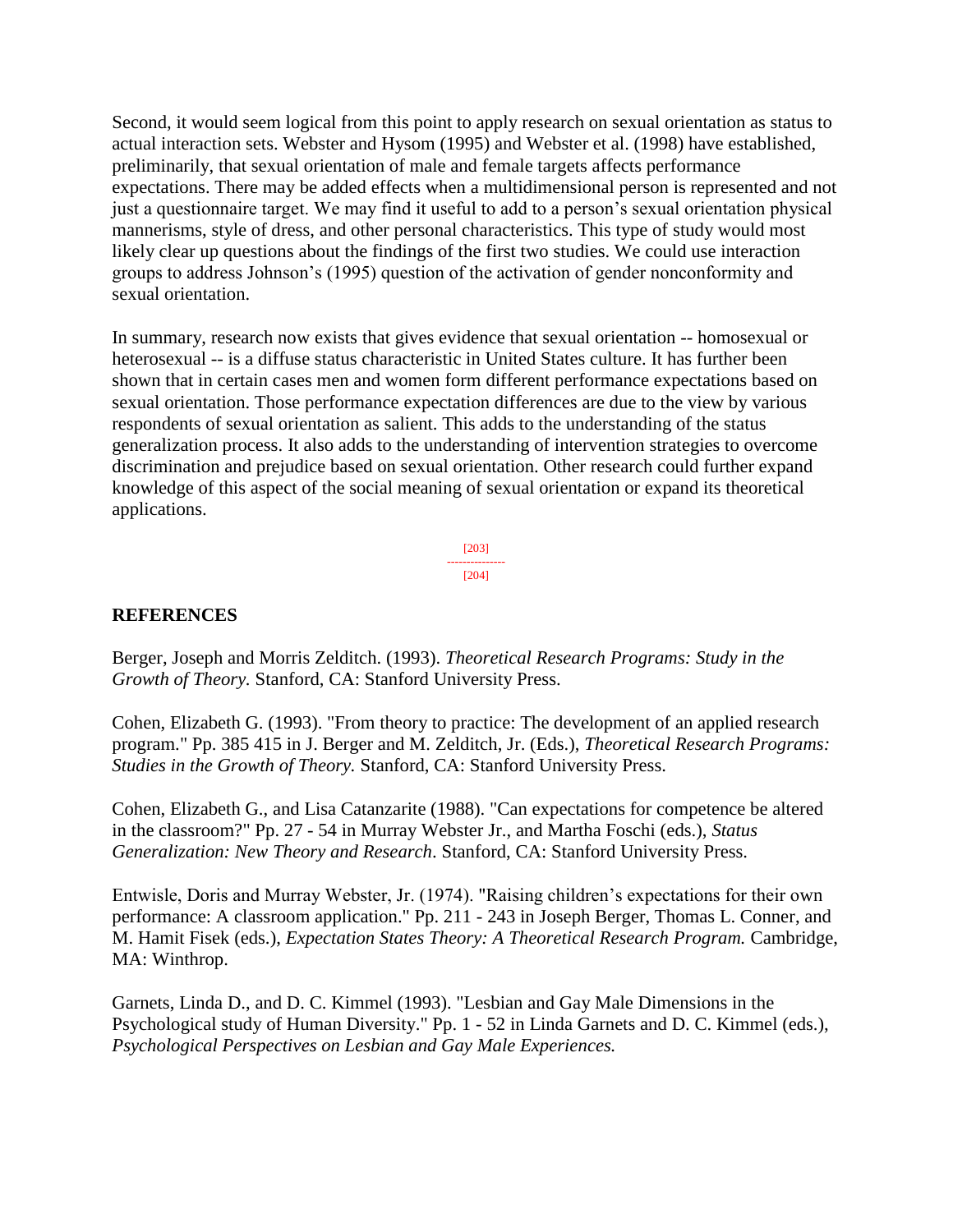Second, it would seem logical from this point to apply research on sexual orientation as status to actual interaction sets. Webster and Hysom (1995) and Webster et al. (1998) have established, preliminarily, that sexual orientation of male and female targets affects performance expectations. There may be added effects when a multidimensional person is represented and not just a questionnaire target. We may find it useful to add to a person's sexual orientation physical mannerisms, style of dress, and other personal characteristics. This type of study would most likely clear up questions about the findings of the first two studies. We could use interaction groups to address Johnson's (1995) question of the activation of gender nonconformity and sexual orientation.

In summary, research now exists that gives evidence that sexual orientation -- homosexual or heterosexual -- is a diffuse status characteristic in United States culture. It has further been shown that in certain cases men and women form different performance expectations based on sexual orientation. Those performance expectation differences are due to the view by various respondents of sexual orientation as salient. This adds to the understanding of the status generalization process. It also adds to the understanding of intervention strategies to overcome discrimination and prejudice based on sexual orientation. Other research could further expand knowledge of this aspect of the social meaning of sexual orientation or expand its theoretical applications.

## REFERENCES

Berger, Joseph and Morris Zelditch. (1993). *Theoretical Research Programs: Study in the Growth of Theory.* Stanford, CA: Stanford University Press.

Cohen, Elizabeth G. (1993). "From theory to practice: The development of an applied research program." Pp. 385 415 in J. Berger and M. Zelditch, Jr. (Eds.), *Theoretical Research Programs: Studies in the Growth of Theory.* Stanford, CA: Stanford University Press.

Cohen, Elizabeth G., and Lisa Catanzarite (1988). "Can expectations for competence be altered in the classroom?" Pp. 27 - 54 in Murray Webster Jr., and Martha Foschi (eds.), *Status Generalization: New Theory and Research*. Stanford, CA: Stanford University Press.

Entwisle, Doris and Murray Webster, Jr. (1974). "Raising children's expectations for their own performance: A classroom application." Pp. 211 - 243 in Joseph Berger, Thomas L. Conner, and M. Hamit Fisek (eds.), *Expectation States Theory: A Theoretical Research Program.* Cambridge, MA: Winthrop.

Garnets, Linda D., and D. C. Kimmel (1993). "Lesbian and Gay Male Dimensions in the Psychological study of Human Diversity." Pp. 1 - 52 in Linda Garnets and D. C. Kimmel (eds.), *Psychological Perspectives on Lesbian and Gay Male Experiences.*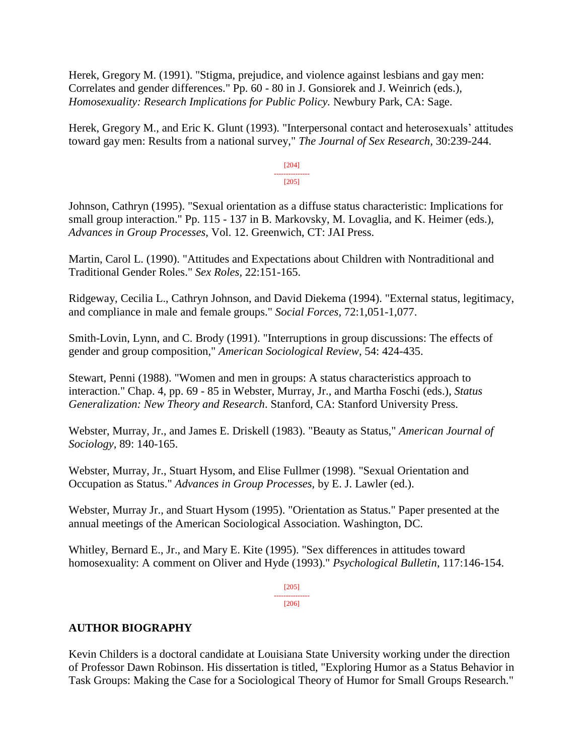Herek, Gregory M. (1991). "Stigma, prejudice, and violence against lesbians and gay men: Correlates and gender differences." Pp. 60 - 80 in J. Gonsiorek and J. Weinrich (eds.), *Homosexuality: Research Implications for Public Policy.* Newbury Park, CA: Sage.

Herek, Gregory M., and Eric K. Glunt (1993). "Interpersonal contact and heterosexuals' attitudes toward gay men: Results from a national survey," *The Journal of Sex Research,* 30:239-244.

Johnson, Cathryn (1995). "Sexual orientation as a diffuse status characteristic: Implications for small group interaction." Pp. 115 - 137 in B. Markovsky, M. Lovaglia, and K. Heimer (eds.), *Advances in Group Processes,* Vol. 12. Greenwich, CT: JAI Press.

Martin, Carol L. (1990). "Attitudes and Expectations about Children with Nontraditional and Traditional Gender Roles." *Sex Roles,* 22:151-165.

Ridgeway, Cecilia L., Cathryn Johnson, and David Diekema (1994). "External status, legitimacy, and compliance in male and female groups." *Social Forces,* 72:1,051-1,077.

Smith-Lovin, Lynn, and C. Brody (1991). "Interruptions in group discussions: The effects of gender and group composition," *American Sociological Review*, 54: 424-435.

Stewart, Penni (1988). "Women and men in groups: A status characteristics approach to interaction." Chap. 4, pp. 69 - 85 in Webster, Murray, Jr., and Martha Foschi (eds.), *Status Generalization: New Theory and Research*. Stanford, CA: Stanford University Press.

Webster, Murray, Jr., and James E. Driskell (1983). "Beauty as Status," *American Journal of Sociology*, 89: 140-165.

Webster, Murray, Jr., Stuart Hysom, and Elise Fullmer (1998). "Sexual Orientation and Occupation as Status." *Advances in Group Processes,* by E. J. Lawler (ed.).

Webster, Murray Jr., and Stuart Hysom (1995). "Orientation as Status." Paper presented at the annual meetings of the American Sociological Association. Washington, DC.

Whitley, Bernard E., Jr., and Mary E. Kite (1995). "Sex differences in attitudes toward homosexuality: A comment on Oliver and Hyde (1993)." *Psychological Bulletin*, 117:146-154.

## AUTHOR BIOGRAPHY

Kevin Childers is a doctoral candidate at Louisiana State University working under the direction of Professor Dawn Robinson. His dissertation is titled, "Exploring Humor as a Status Behavior in Task Groups: Making the Case for a Sociological Theory of Humor for Small Groups Research."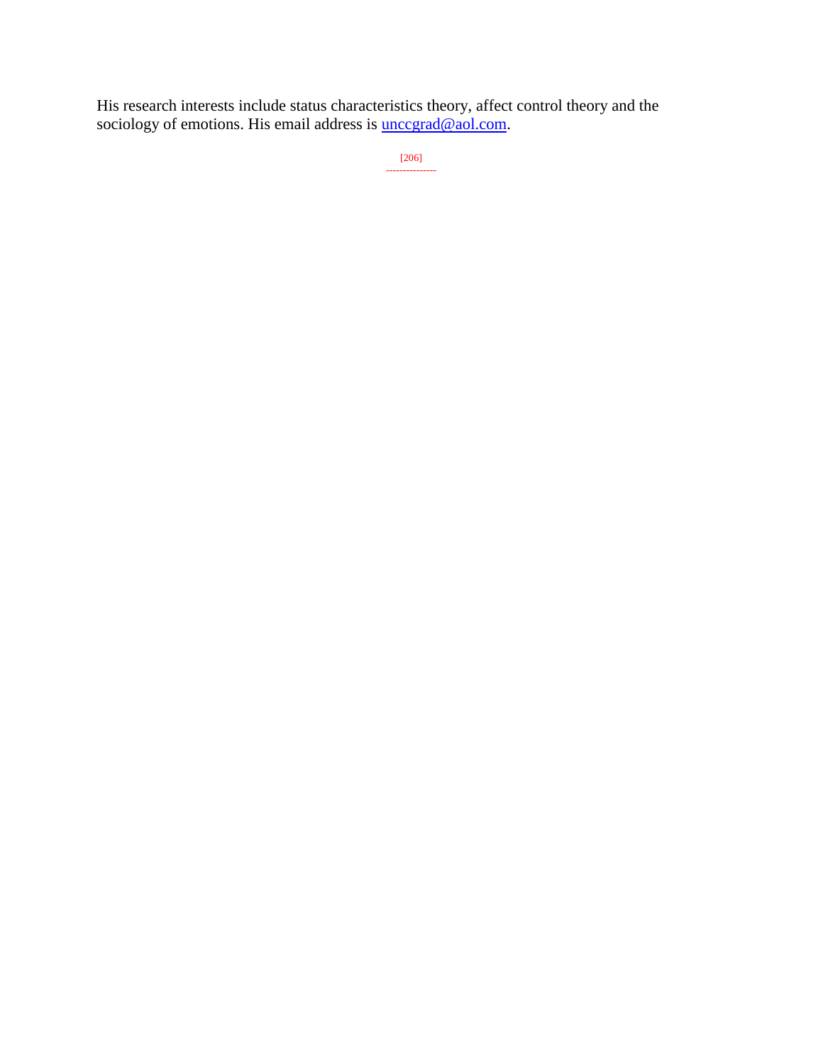His research interests include status characteristics theory, affect control theory and the sociology of emotions. His email address is unccgrad@aol.com.